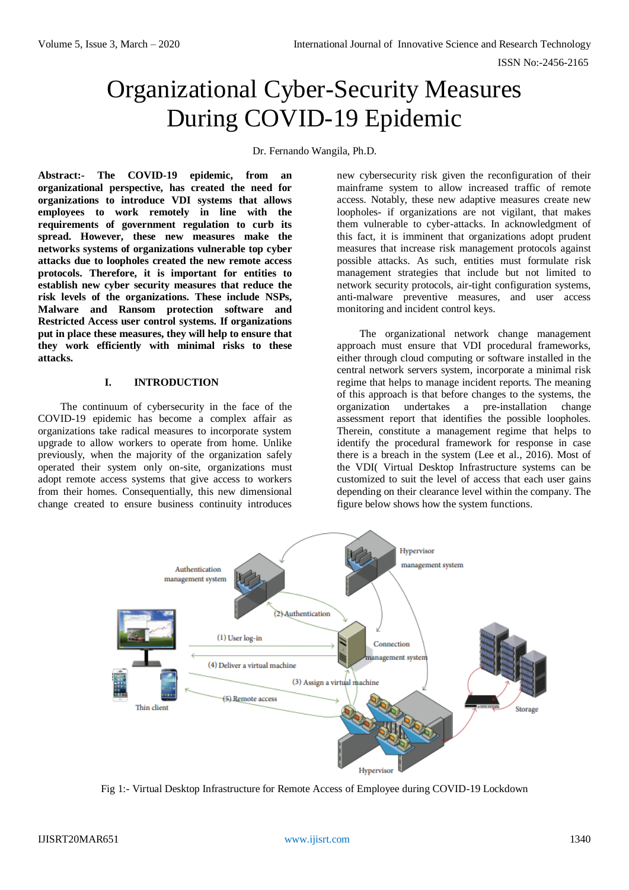# Organizational Cyber-Security Measures During COVID-19 Epidemic

Dr. Fernando Wangila, Ph.D.

**Abstract:- The COVID-19 epidemic, from an organizational perspective, has created the need for organizations to introduce VDI systems that allows employees to work remotely in line with the requirements of government regulation to curb its spread. However, these new measures make the networks systems of organizations vulnerable top cyber attacks due to loopholes created the new remote access protocols. Therefore, it is important for entities to establish new cyber security measures that reduce the risk levels of the organizations. These include NSPs, Malware and Ransom protection software and Restricted Access user control systems. If organizations put in place these measures, they will help to ensure that they work efficiently with minimal risks to these attacks.**

## I. INTRODUCTION

The continuum of cybersecurity in the face of the COVID-19 epidemic has become a complex affair as organizations take radical measures to incorporate system upgrade to allow workers to operate from home. Unlike previously, when the majority of the organization safely operated their system only on-site, organizations must adopt remote access systems that give access to workers from their homes. Consequentially, this new dimensional change created to ensure business continuity introduces new cybersecurity risk given the reconfiguration of their mainframe system to allow increased traffic of remote access. Notably, these new adaptive measures create new loopholes- if organizations are not vigilant, that makes them vulnerable to cyber-attacks. In acknowledgment of this fact, it is imminent that organizations adopt prudent measures that increase risk management protocols against possible attacks. As such, entities must formulate risk management strategies that include but not limited to network security protocols, air-tight configuration systems, anti-malware preventive measures, and user access monitoring and incident control keys.

The organizational network change management approach must ensure that VDI procedural frameworks, either through cloud computing or software installed in the central network servers system, incorporate a minimal risk regime that helps to manage incident reports. The meaning of this approach is that before changes to the systems, the organization undertakes a pre-installation change assessment report that identifies the possible loopholes. Therein, constitute a management regime that helps to identify the procedural framework for response in case there is a breach in the system (Lee et al., 2016). Most of the VDI( Virtual Desktop Infrastructure systems can be customized to suit the level of access that each user gains depending on their clearance level within the company. The figure below shows how the system functions.

Fig 1:- Virtual Desktop Infrastructure for Remote Access of Employee during COVID-19 Lockdown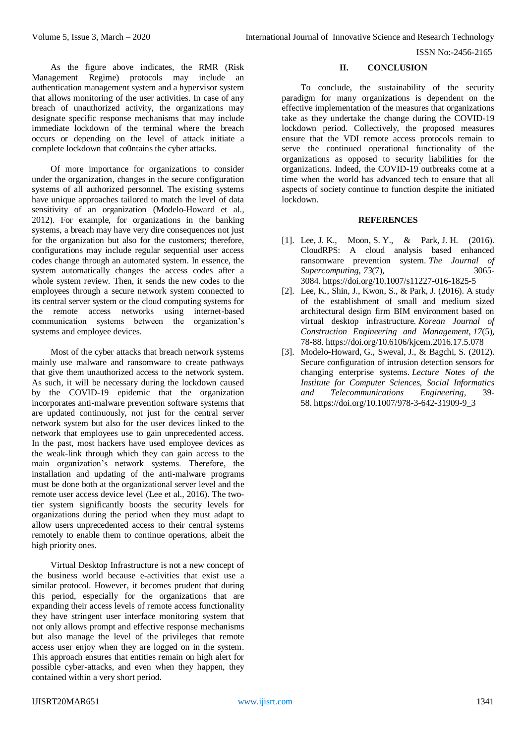As the figure above indicates, the RMR (Risk Management Regime) protocols may include an authentication management system and a hypervisor system that allows monitoring of the user activities. In case of any breach of unauthorized activity, the organizations may designate specific response mechanisms that may include immediate lockdown of the terminal where the breach occurs or depending on the level of attack initiate a complete lockdown that co0ntains the cyber attacks.

Of more importance for organizations to consider under the organization, changes in the secure configuration systems of all authorized personnel. The existing systems have unique approaches tailored to match the level of data sensitivity of an organization (Modelo-Howard et al., 2012). For example, for organizations in the banking systems, a breach may have very dire consequences not just for the organization but also for the customers; therefore, configurations may include regular sequential user access codes change through an automated system. In essence, the system automatically changes the access codes after a whole system review. Then, it sends the new codes to the employees through a secure network system connected to its central server system or the cloud computing systems for the remote access networks using internet-based communication systems between the organization's systems and employee devices.

Most of the cyber attacks that breach network systems mainly use malware and ransomware to create pathways that give them unauthorized access to the network system. As such, it will be necessary during the lockdown caused by the COVID-19 epidemic that the organization incorporates anti-malware prevention software systems that are updated continuously, not just for the central server network system but also for the user devices linked to the network that employees use to gain unprecedented access. In the past, most hackers have used employee devices as the weak-link through which they can gain access to the main organization's network systems. Therefore, the installation and updating of the anti-malware programs must be done both at the organizational server level and the remote user access device level (Lee et al., 2016). The two-tier system significantly boosts the security levels for organizations during the period when they must adapt to allow users unprecedented access to their central systems remotely to enable them to continue operations, albeit the high priority ones.

Virtual Desktop Infrastructure is not a new concept of the business world because e-activities that exist use a similar protocol. However, it becomes prudent that during this period, especially for the organizations that are expanding their access levels of remote access functionality they have stringent user interface monitoring system that not only allows prompt and effective response mechanisms but also manage the level of the privileges that remote access user enjoy when they are logged on in the system. This approach ensures that entities remain on high alert for possible cyber-attacks, and even when they happen, they contained within a very short period.

## II. CONCLUSION

To conclude, the sustainability of the security paradigm for many organizations is dependent on the effective implementation of the measures that organizations take as they undertake the change during the COVID-19 lockdown period. Collectively, the proposed measures ensure that the VDI remote access protocols remain to serve the continued operational functionality of the organizations as opposed to security liabilities for the organizations. Indeed, the COVID-19 outbreaks come at a time when the world has advanced tech to ensure that all aspects of society continue to function despite the initiated lockdown.

## REFERENCES

[1]. Lee, J. K., Moon, S. Y., & Park, J. H. (2016). CloudRPS: A cloud analysis based enhanced ransomware prevention system. *The Journal of Supercomputing*, *73*(7), 3065-3084. https://doi.org/10.1007/s11227-016-1825-5

[2]. Lee, K., Shin, J., Kwon, S., & Park, J. (2016). A study of the establishment of small and medium sized architectural design firm BIM environment based on virtual desktop infrastructure. *Korean Journal of Construction Engineering and Management*, *17*(5), 78-88. https://doi.org/10.6106/kjcem.2016.17.5.078

[3]. Modelo-Howard, G., Sweval, J., & Bagchi, S. (2012). Secure configuration of intrusion detection sensors for changing enterprise systems. *Lecture Notes of the Institute for Computer Sciences, Social Informatics and Telecommunications Engineering*, 39-58. https://doi.org/10.1007/978-3-642-31909-9_3